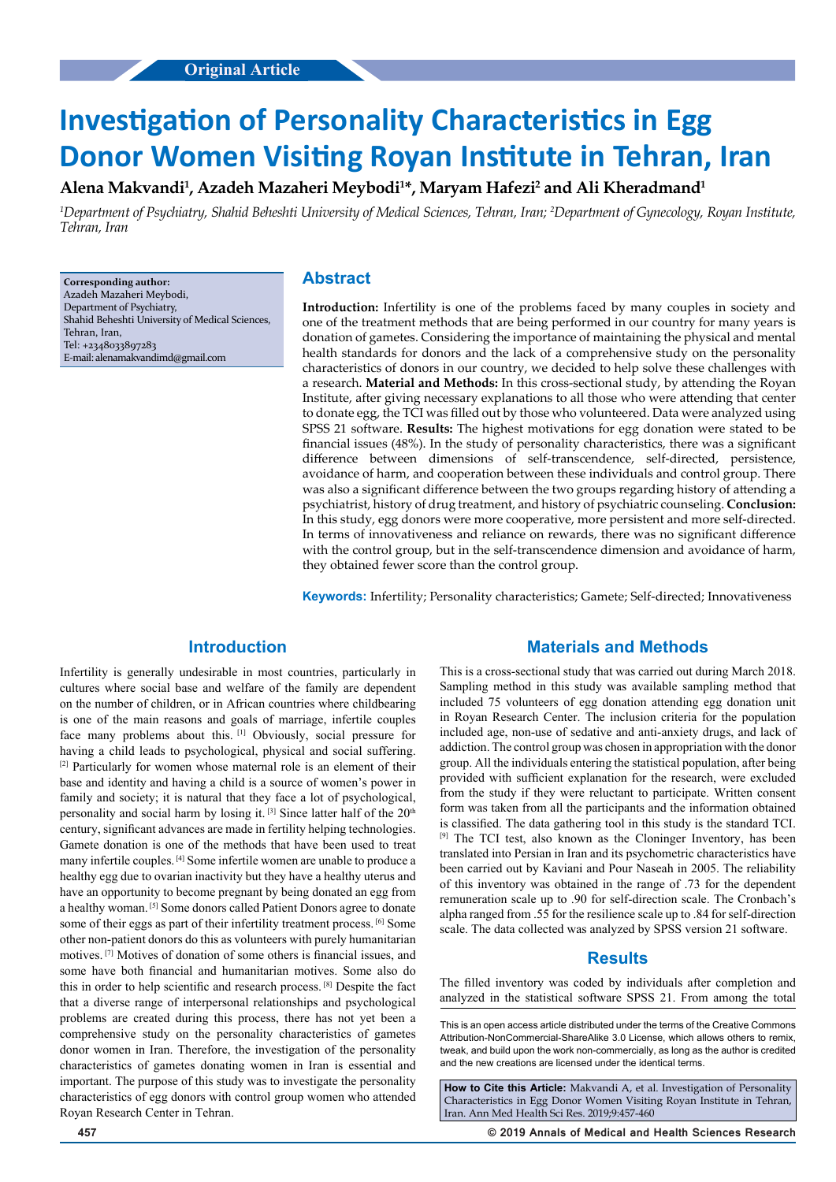Original Article

# Investigation of Personality Characteristics in Egg Donor Women Visiting Royan Institute in Tehran, Iran

**Alena Makvandi[1], Azadeh Mazaheri Meybodi[1]*, Maryam Hafezi[2] and Ali Kheradmand[1]**

*[1]Department of Psychiatry, Shahid Beheshti University of Medical Sciences, Tehran, Iran; [2]Department of Gynecology, Royan Institute, Tehran, Iran*

**Corresponding author:**
Azadeh Mazaheri Meybodi,
Department of Psychiatry,
Shahid Beheshti University of Medical Sciences,
Tehran, Iran,
Tel: +2348033897283
E-mail: alenamakvandimd@gmail.com

## Abstract

**Introduction:** Infertility is one of the problems faced by many couples in society and one of the treatment methods that are being performed in our country for many years is donation of gametes. Considering the importance of maintaining the physical and mental health standards for donors and the lack of a comprehensive study on the personality characteristics of donors in our country, we decided to help solve these challenges with a research. **Material and Methods:** In this cross-sectional study, by attending the Royan Institute, after giving necessary explanations to all those who were attending that center to donate egg, the TCI was filled out by those who volunteered. Data were analyzed using SPSS 21 software. **Results:** The highest motivations for egg donation were stated to be financial issues (48%). In the study of personality characteristics, there was a significant difference between dimensions of self-transcendence, self-directed, persistence, avoidance of harm, and cooperation between these individuals and control group. There was also a significant difference between the two groups regarding history of attending a psychiatrist, history of drug treatment, and history of psychiatric counseling. **Conclusion:** In this study, egg donors were more cooperative, more persistent and more self-directed. In terms of innovativeness and reliance on rewards, there was no significant difference with the control group, but in the self-transcendence dimension and avoidance of harm, they obtained fewer score than the control group.

**Keywords:** Infertility; Personality characteristics; Gamete; Self-directed; Innovativeness

## Introduction

Infertility is generally undesirable in most countries, particularly in cultures where social base and welfare of the family are dependent on the number of children, or in African countries where childbearing is one of the main reasons and goals of marriage, infertile couples face many problems about this. [1] Obviously, social pressure for having a child leads to psychological, physical and social suffering. [2] Particularly for women whose maternal role is an element of their base and identity and having a child is a source of women's power in family and society; it is natural that they face a lot of psychological, personality and social harm by losing it. [3] Since latter half of the 20th century, significant advances are made in fertility helping technologies. Gamete donation is one of the methods that have been used to treat many infertile couples. [4] Some infertile women are unable to produce a healthy egg due to ovarian inactivity but they have a healthy uterus and have an opportunity to become pregnant by being donated an egg from a healthy woman. [5] Some donors called Patient Donors agree to donate some of their eggs as part of their infertility treatment process. [6] Some other non-patient donors do this as volunteers with purely humanitarian motives. [7] Motives of donation of some others is financial issues, and some have both financial and humanitarian motives. Some also do this in order to help scientific and research process. [8] Despite the fact that a diverse range of interpersonal relationships and psychological problems are created during this process, there has not yet been a comprehensive study on the personality characteristics of gametes donor women in Iran. Therefore, the investigation of the personality characteristics of gametes donating women in Iran is essential and important. The purpose of this study was to investigate the personality characteristics of egg donors with control group women who attended Royan Research Center in Tehran.

## Materials and Methods

This is a cross-sectional study that was carried out during March 2018. Sampling method in this study was available sampling method that included 75 volunteers of egg donation attending egg donation unit in Royan Research Center. The inclusion criteria for the population included age, non-use of sedative and anti-anxiety drugs, and lack of addiction. The control group was chosen in appropriation with the donor group. All the individuals entering the statistical population, after being provided with sufficient explanation for the research, were excluded from the study if they were reluctant to participate. Written consent form was taken from all the participants and the information obtained is classified. The data gathering tool in this study is the standard TCI. [9] The TCI test, also known as the Cloninger Inventory, has been translated into Persian in Iran and its psychometric characteristics have been carried out by Kaviani and Pour Naseah in 2005. The reliability of this inventory was obtained in the range of .73 for the dependent remuneration scale up to .90 for self-direction scale. The Cronbach's alpha ranged from .55 for the resilience scale up to .84 for self-direction scale. The data collected was analyzed by SPSS version 21 software.

## Results

The filled inventory was coded by individuals after completion and analyzed in the statistical software SPSS 21. From among the total

This is an open access article distributed under the terms of the Creative Commons Attribution-NonCommercial-ShareAlike 3.0 License, which allows others to remix, tweak, and build upon the work non-commercially, as long as the author is credited and the new creations are licensed under the identical terms.

**How to Cite this Article:** Makvandi A, et al. Investigation of Personality Characteristics in Egg Donor Women Visiting Royan Institute in Tehran, Iran. Ann Med Health Sci Res. 2019;9:457-460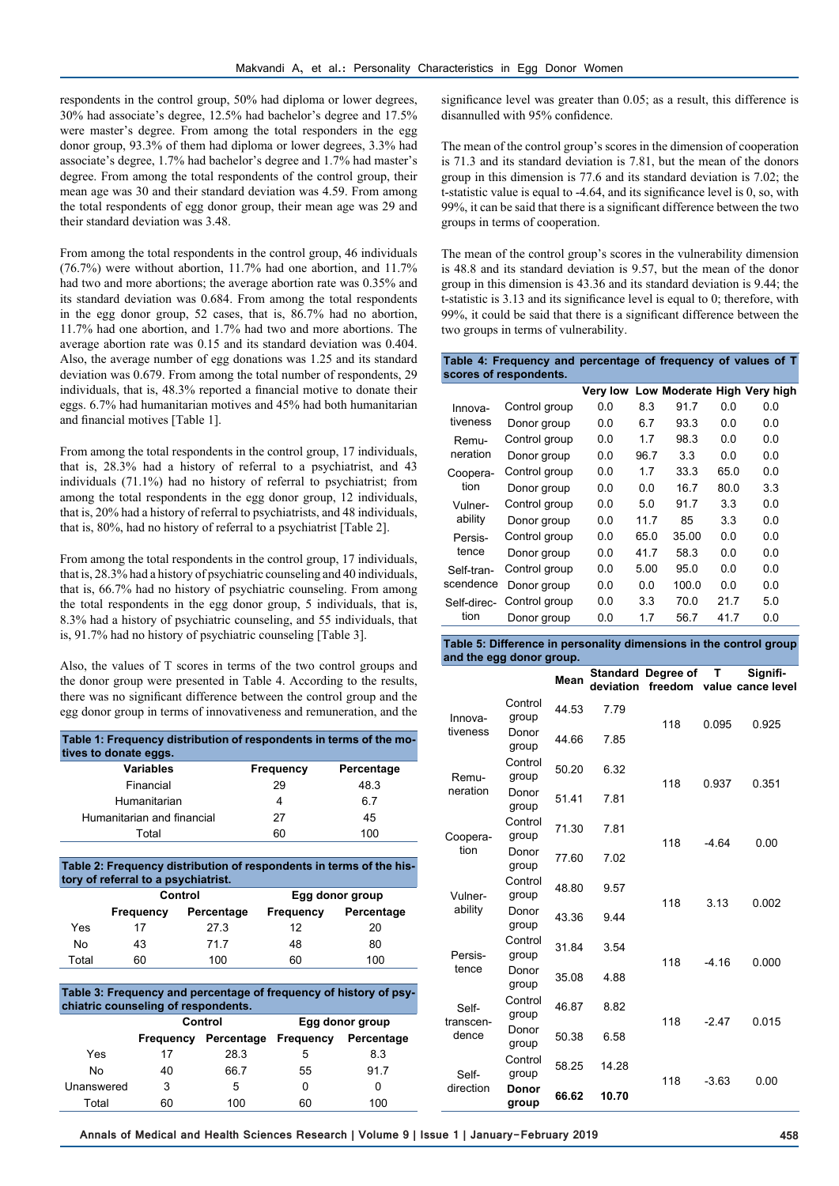respondents in the control group, 50% had diploma or lower degrees, 30% had associate's degree, 12.5% had bachelor's degree and 17.5% were master's degree. From among the total responders in the egg donor group, 93.3% of them had diploma or lower degrees, 3.3% had associate's degree, 1.7% had bachelor's degree and 1.7% had master's degree. From among the total respondents of the control group, their mean age was 30 and their standard deviation was 4.59. From among the total respondents of egg donor group, their mean age was 29 and their standard deviation was 3.48.

From among the total respondents in the control group, 46 individuals (76.7%) were without abortion, 11.7% had one abortion, and 11.7% had two and more abortions; the average abortion rate was 0.35% and its standard deviation was 0.684. From among the total respondents in the egg donor group, 52 cases, that is, 86.7% had no abortion, 11.7% had one abortion, and 1.7% had two and more abortions. The average abortion rate was 0.15 and its standard deviation was 0.404. Also, the average number of egg donations was 1.25 and its standard deviation was 0.679. From among the total number of respondents, 29 individuals, that is, 48.3% reported a financial motive to donate their eggs. 6.7% had humanitarian motives and 45% had both humanitarian and financial motives [Table 1].

From among the total respondents in the control group, 17 individuals, that is, 28.3% had a history of referral to a psychiatrist, and 43 individuals (71.1%) had no history of referral to psychiatrist; from among the total respondents in the egg donor group, 12 individuals, that is, 20% had a history of referral to psychiatrists, and 48 individuals, that is, 80%, had no history of referral to a psychiatrist [Table 2].

From among the total respondents in the control group, 17 individuals, that is, 28.3% had a history of psychiatric counseling and 40 individuals, that is, 66.7% had no history of psychiatric counseling. From among the total respondents in the egg donor group, 5 individuals, that is, 8.3% had a history of psychiatric counseling, and 55 individuals, that is, 91.7% had no history of psychiatric counseling [Table 3].

Also, the values of T scores in terms of the two control groups and the donor group were presented in Table 4. According to the results, there was no significant difference between the control group and the egg donor group in terms of innovativeness and remuneration, and the significance level was greater than 0.05; as a result, this difference is disannulled with 95% confidence.

The mean of the control group's scores in the dimension of cooperation is 71.3 and its standard deviation is 7.81, but the mean of the donors group in this dimension is 77.6 and its standard deviation is 7.02; the t-statistic value is equal to -4.64, and its significance level is 0, so, with 99%, it can be said that there is a significant difference between the two groups in terms of cooperation.

The mean of the control group's scores in the vulnerability dimension is 48.8 and its standard deviation is 9.57, but the mean of the donor group in this dimension is 43.36 and its standard deviation is 9.44; the t-statistic is 3.13 and its significance level is equal to 0; therefore, with 99%, it could be said that there is a significant difference between the two groups in terms of vulnerability.

**Table 1: Frequency distribution of respondents in terms of the motives to donate eggs.**

| Variables | Frequency | Percentage |
|---|---|---|
| Financial | 29 | 48.3 |
| Humanitarian | 4 | 6.7 |
| Humanitarian and financial | 27 | 45 |
| Total | 60 | 100 |

**Table 2: Frequency distribution of respondents in terms of the history of referral to a psychiatrist.**

| | Control | | Egg donor group | |
|---|---|---|---|---|
| | Frequency | Percentage | Frequency | Percentage |
| Yes | 17 | 27.3 | 12 | 20 |
| No | 43 | 71.7 | 48 | 80 |
| Total | 60 | 100 | 60 | 100 |

**Table 3: Frequency and percentage of frequency of history of psychiatric counseling of respondents.**

| | Control | | Egg donor group | |
|---|---|---|---|---|
| | Frequency | Percentage | Frequency | Percentage |
| Yes | 17 | 28.3 | 5 | 8.3 |
| No | 40 | 66.7 | 55 | 91.7 |
| Unanswered | 3 | 5 | 0 | 0 |
| Total | 60 | 100 | 60 | 100 |

**Table 4: Frequency and percentage of frequency of values of T scores of respondents.**

| | | Very low | Low | Moderate | High | Very high |
|---|---|---|---|---|---|---|
| Innovativeness | Control group | 0.0 | 8.3 | 91.7 | 0.0 | 0.0 |
| | Donor group | 0.0 | 6.7 | 93.3 | 0.0 | 0.0 |
| Remuneration | Control group | 0.0 | 1.7 | 98.3 | 0.0 | 0.0 |
| | Donor group | 0.0 | 96.7 | 3.3 | 0.0 | 0.0 |
| Cooperation | Control group | 0.0 | 1.7 | 33.3 | 65.0 | 0.0 |
| | Donor group | 0.0 | 0.0 | 16.7 | 80.0 | 3.3 |
| Vulnerability | Control group | 0.0 | 5.0 | 91.7 | 3.3 | 0.0 |
| | Donor group | 0.0 | 11.7 | 85 | 3.3 | 0.0 |
| Persistence | Control group | 0.0 | 65.0 | 35.00 | 0.0 | 0.0 |
| | Donor group | 0.0 | 41.7 | 58.3 | 0.0 | 0.0 |
| Self-transcendence | Control group | 0.0 | 5.00 | 95.0 | 0.0 | 0.0 |
| | Donor group | 0.0 | 0.0 | 100.0 | 0.0 | 0.0 |
| Self-direction | Control group | 0.0 | 3.3 | 70.0 | 21.7 | 5.0 |
| | Donor group | 0.0 | 1.7 | 56.7 | 41.7 | 0.0 |

**Table 5: Difference in personality dimensions in the control group and the egg donor group.**

| | | Mean | Standard deviation | Degree of freedom | T value | Significance level |
|---|---|---|---|---|---|---|
| Innovativeness | Control group | 44.53 | 7.79 | 118 | 0.095 | 0.925 |
| | Donor group | 44.66 | 7.85 | | | |
| Remuneration | Control group | 50.20 | 6.32 | 118 | 0.937 | 0.351 |
| | Donor group | 51.41 | 7.81 | | | |
| Cooperation | Control group | 71.30 | 7.81 | 118 | -4.64 | 0.00 |
| | Donor group | 77.60 | 7.02 | | | |
| Vulnerability | Control group | 48.80 | 9.57 | 118 | 3.13 | 0.002 |
| | Donor group | 43.36 | 9.44 | | | |
| Persistence | Control group | 31.84 | 3.54 | 118 | -4.16 | 0.000 |
| | Donor group | 35.08 | 4.88 | | | |
| Self-transcendence | Control group | 46.87 | 8.82 | 118 | -2.47 | 0.015 |
| | Donor group | 50.38 | 6.58 | | | |
| Self-direction | Control group | 58.25 | 14.28 | 118 | -3.63 | 0.00 |
| | **Donor group** | **66.62** | **10.70** | | | |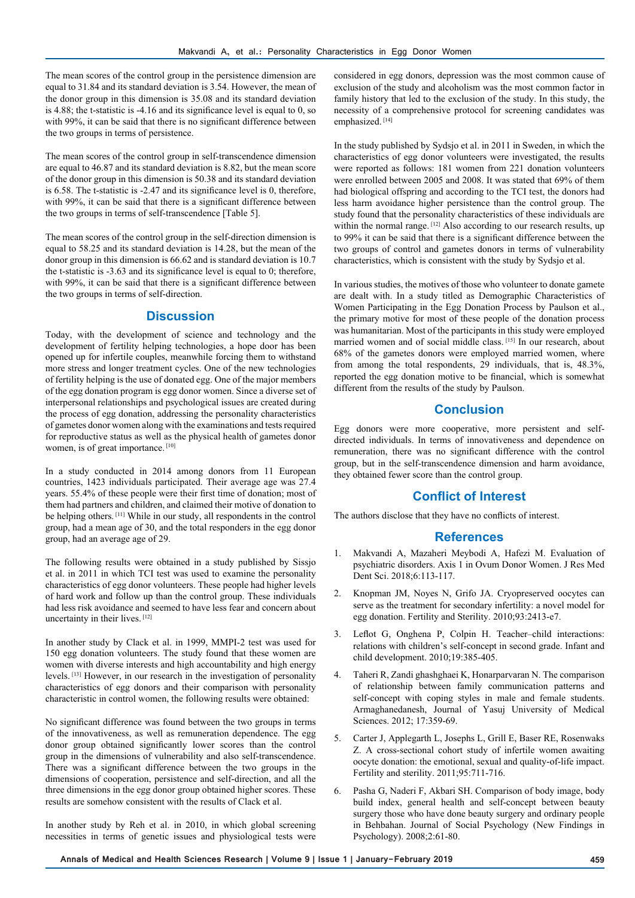The mean scores of the control group in the persistence dimension are equal to 31.84 and its standard deviation is 3.54. However, the mean of the donor group in this dimension is 35.08 and its standard deviation is 4.88; the t-statistic is -4.16 and its significance level is equal to 0, so with 99%, it can be said that there is no significant difference between the two groups in terms of persistence.

The mean scores of the control group in self-transcendence dimension are equal to 46.87 and its standard deviation is 8.82, but the mean score of the donor group in this dimension is 50.38 and its standard deviation is 6.58. The t-statistic is -2.47 and its significance level is 0, therefore, with 99%, it can be said that there is a significant difference between the two groups in terms of self-transcendence [Table 5].

The mean scores of the control group in the self-direction dimension is equal to 58.25 and its standard deviation is 14.28, but the mean of the donor group in this dimension is 66.62 and is standard deviation is 10.7 the t-statistic is -3.63 and its significance level is equal to 0; therefore, with 99%, it can be said that there is a significant difference between the two groups in terms of self-direction.

## Discussion

Today, with the development of science and technology and the development of fertility helping technologies, a hope door has been opened up for infertile couples, meanwhile forcing them to withstand more stress and longer treatment cycles. One of the new technologies of fertility helping is the use of donated egg. One of the major members of the egg donation program is egg donor women. Since a diverse set of interpersonal relationships and psychological issues are created during the process of egg donation, addressing the personality characteristics of gametes donor women along with the examinations and tests required for reproductive status as well as the physical health of gametes donor women, is of great importance. [10]

In a study conducted in 2014 among donors from 11 European countries, 1423 individuals participated. Their average age was 27.4 years. 55.4% of these people were their first time of donation; most of them had partners and children, and claimed their motive of donation to be helping others. [11] While in our study, all respondents in the control group, had a mean age of 30, and the total responders in the egg donor group, had an average age of 29.

The following results were obtained in a study published by Sissjo et al. in 2011 in which TCI test was used to examine the personality characteristics of egg donor volunteers. These people had higher levels of hard work and follow up than the control group. These individuals had less risk avoidance and seemed to have less fear and concern about uncertainty in their lives. [12]

In another study by Clack et al. in 1999, MMPI-2 test was used for 150 egg donation volunteers. The study found that these women are women with diverse interests and high accountability and high energy levels. [13] However, in our research in the investigation of personality characteristics of egg donors and their comparison with personality characteristic in control women, the following results were obtained:

No significant difference was found between the two groups in terms of the innovativeness, as well as remuneration dependence. The egg donor group obtained significantly lower scores than the control group in the dimensions of vulnerability and also self-transcendence. There was a significant difference between the two groups in the dimensions of cooperation, persistence and self-direction, and all the three dimensions in the egg donor group obtained higher scores. These results are somehow consistent with the results of Clack et al.

In another study by Reh et al. in 2010, in which global screening necessities in terms of genetic issues and physiological tests were considered in egg donors, depression was the most common cause of exclusion of the study and alcoholism was the most common factor in family history that led to the exclusion of the study. In this study, the necessity of a comprehensive protocol for screening candidates was emphasized. [14]

In the study published by Sydsjo et al. in 2011 in Sweden, in which the characteristics of egg donor volunteers were investigated, the results were reported as follows: 181 women from 221 donation volunteers were enrolled between 2005 and 2008. It was stated that 69% of them had biological offspring and according to the TCI test, the donors had less harm avoidance higher persistence than the control group. The study found that the personality characteristics of these individuals are within the normal range. [12] Also according to our research results, up to 99% it can be said that there is a significant difference between the two groups of control and gametes donors in terms of vulnerability characteristics, which is consistent with the study by Sydsjo et al.

In various studies, the motives of those who volunteer to donate gamete are dealt with. In a study titled as Demographic Characteristics of Women Participating in the Egg Donation Process by Paulson et al., the primary motive for most of these people of the donation process was humanitarian. Most of the participants in this study were employed married women and of social middle class. [15] In our research, about 68% of the gametes donors were employed married women, where from among the total respondents, 29 individuals, that is, 48.3%, reported the egg donation motive to be financial, which is somewhat different from the results of the study by Paulson.

## Conclusion

Egg donors were more cooperative, more persistent and self-directed individuals. In terms of innovativeness and dependence on remuneration, there was no significant difference with the control group, but in the self-transcendence dimension and harm avoidance, they obtained fewer score than the control group.

## Conflict of Interest

The authors disclose that they have no conflicts of interest.

## References

1. Makvandi A, Mazaheri Meybodi A, Hafezi M. Evaluation of psychiatric disorders. Axis 1 in Ovum Donor Women. J Res Med Dent Sci. 2018;6:113-117.
2. Knopman JM, Noyes N, Grifo JA. Cryopreserved oocytes can serve as the treatment for secondary infertility: a novel model for egg donation. Fertility and Sterility. 2010;93:2413-e7.
3. Leflot G, Onghena P, Colpin H. Teacher–child interactions: relations with children's self-concept in second grade. Infant and child development. 2010;19:385-405.
4. Taheri R, Zandi ghashghaei K, Honarparvaran N. The comparison of relationship between family communication patterns and self-concept with coping styles in male and female students. Armaghanedanesh, Journal of Yasuj University of Medical Sciences. 2012; 17:359-69.
5. Carter J, Applegarth L, Josephs L, Grill E, Baser RE, Rosenwaks Z. A cross-sectional cohort study of infertile women awaiting oocyte donation: the emotional, sexual and quality-of-life impact. Fertility and sterility. 2011;95:711-716.
6. Pasha G, Naderi F, Akbari SH. Comparison of body image, body build index, general health and self-concept between beauty surgery those who have done beauty surgery and ordinary people in Behbahan. Journal of Social Psychology (New Findings in Psychology). 2008;2:61-80.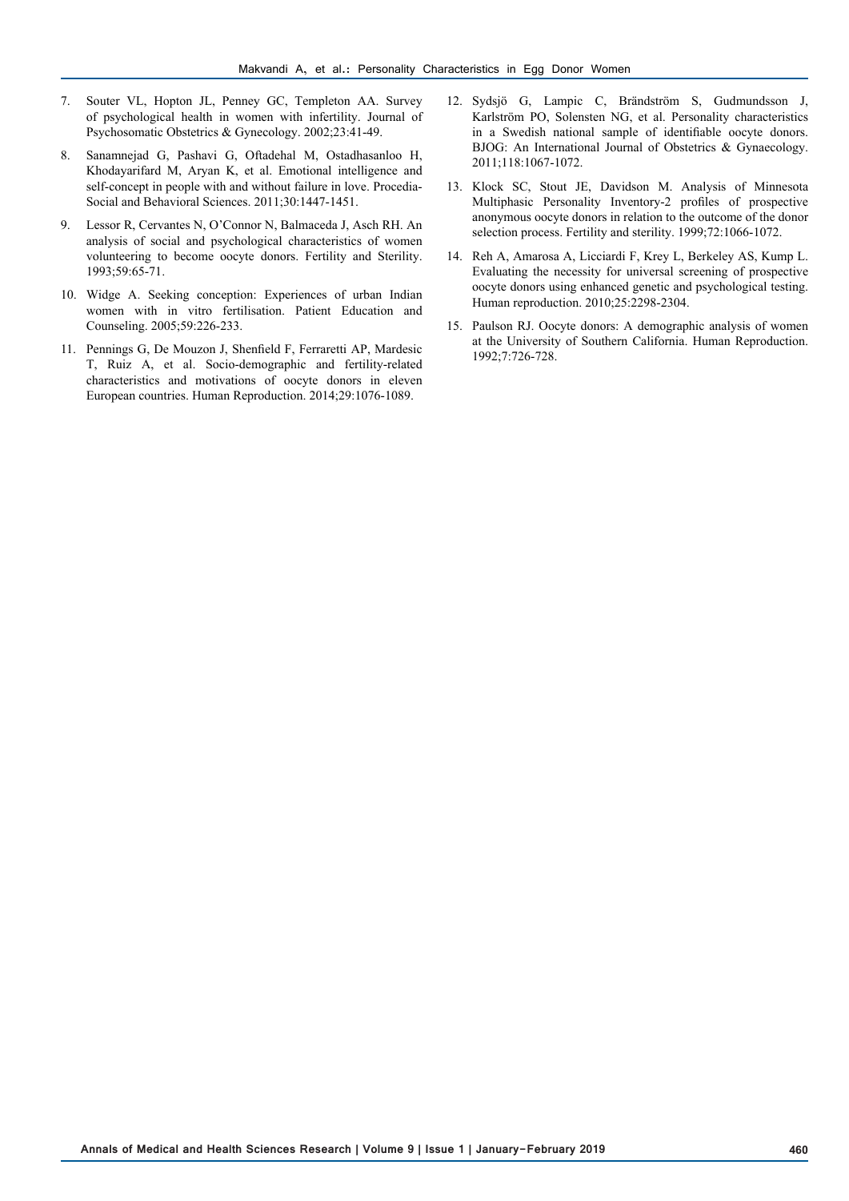7. Souter VL, Hopton JL, Penney GC, Templeton AA. Survey of psychological health in women with infertility. Journal of Psychosomatic Obstetrics & Gynecology. 2002;23:41-49.

8. Sanamnejad G, Pashavi G, Oftadehal M, Ostadhasanloo H, Khodayarifard M, Aryan K, et al. Emotional intelligence and self-concept in people with and without failure in love. Procedia-Social and Behavioral Sciences. 2011;30:1447-1451.

9. Lessor R, Cervantes N, O'Connor N, Balmaceda J, Asch RH. An analysis of social and psychological characteristics of women volunteering to become oocyte donors. Fertility and Sterility. 1993;59:65-71.

10. Widge A. Seeking conception: Experiences of urban Indian women with in vitro fertilisation. Patient Education and Counseling. 2005;59:226-233.

11. Pennings G, De Mouzon J, Shenfield F, Ferraretti AP, Mardesic T, Ruiz A, et al. Socio-demographic and fertility-related characteristics and motivations of oocyte donors in eleven European countries. Human Reproduction. 2014;29:1076-1089.

12. Sydsjö G, Lampic C, Brändström S, Gudmundsson J, Karlström PO, Solensten NG, et al. Personality characteristics in a Swedish national sample of identifiable oocyte donors. BJOG: An International Journal of Obstetrics & Gynaecology. 2011;118:1067-1072.

13. Klock SC, Stout JE, Davidson M. Analysis of Minnesota Multiphasic Personality Inventory-2 profiles of prospective anonymous oocyte donors in relation to the outcome of the donor selection process. Fertility and sterility. 1999;72:1066-1072.

14. Reh A, Amarosa A, Licciardi F, Krey L, Berkeley AS, Kump L. Evaluating the necessity for universal screening of prospective oocyte donors using enhanced genetic and psychological testing. Human reproduction. 2010;25:2298-2304.

15. Paulson RJ. Oocyte donors: A demographic analysis of women at the University of Southern California. Human Reproduction. 1992;7:726-728.